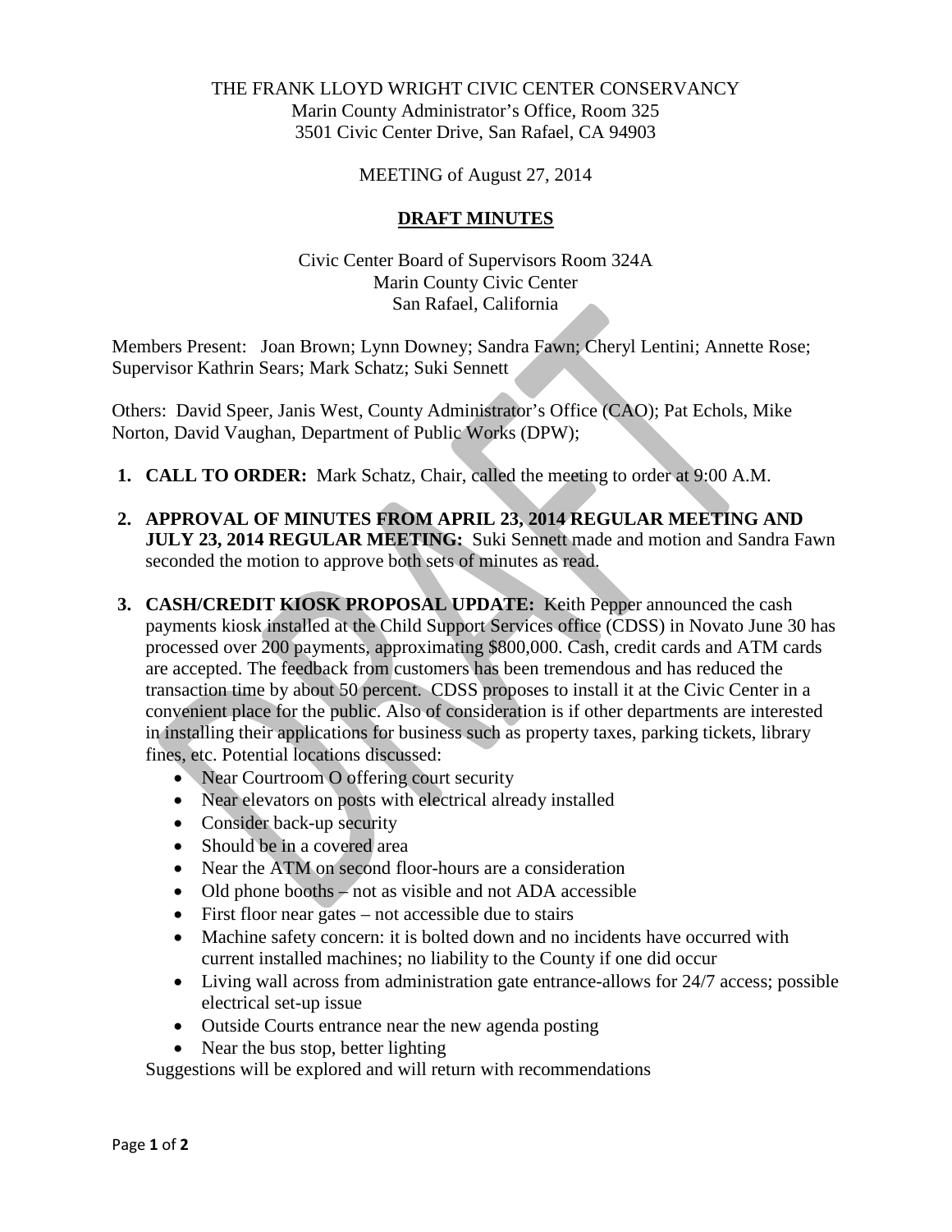THE FRANK LLOYD WRIGHT CIVIC CENTER CONSERVANCY
Marin County Administrator's Office, Room 325
3501 Civic Center Drive, San Rafael, CA 94903

MEETING of August 27, 2014

## DRAFT MINUTES

Civic Center Board of Supervisors Room 324A
Marin County Civic Center
San Rafael, California

Members Present: Joan Brown; Lynn Downey; Sandra Fawn; Cheryl Lentini; Annette Rose; Supervisor Kathrin Sears; Mark Schatz; Suki Sennett

Others: David Speer, Janis West, County Administrator's Office (CAO); Pat Echols, Mike Norton, David Vaughan, Department of Public Works (DPW);

1. **CALL TO ORDER:** Mark Schatz, Chair, called the meeting to order at 9:00 A.M.

2. **APPROVAL OF MINUTES FROM APRIL 23, 2014 REGULAR MEETING AND JULY 23, 2014 REGULAR MEETING:** Suki Sennett made and motion and Sandra Fawn seconded the motion to approve both sets of minutes as read.

3. **CASH/CREDIT KIOSK PROPOSAL UPDATE:** Keith Pepper announced the cash payments kiosk installed at the Child Support Services office (CDSS) in Novato June 30 has processed over 200 payments, approximating $800,000. Cash, credit cards and ATM cards are accepted. The feedback from customers has been tremendous and has reduced the transaction time by about 50 percent. CDSS proposes to install it at the Civic Center in a convenient place for the public. Also of consideration is if other departments are interested in installing their applications for business such as property taxes, parking tickets, library fines, etc. Potential locations discussed:
   - Near Courtroom O offering court security
   - Near elevators on posts with electrical already installed
   - Consider back-up security
   - Should be in a covered area
   - Near the ATM on second floor-hours are a consideration
   - Old phone booths – not as visible and not ADA accessible
   - First floor near gates – not accessible due to stairs
   - Machine safety concern: it is bolted down and no incidents have occurred with current installed machines; no liability to the County if one did occur
   - Living wall across from administration gate entrance-allows for 24/7 access; possible electrical set-up issue
   - Outside Courts entrance near the new agenda posting
   - Near the bus stop, better lighting

   Suggestions will be explored and will return with recommendations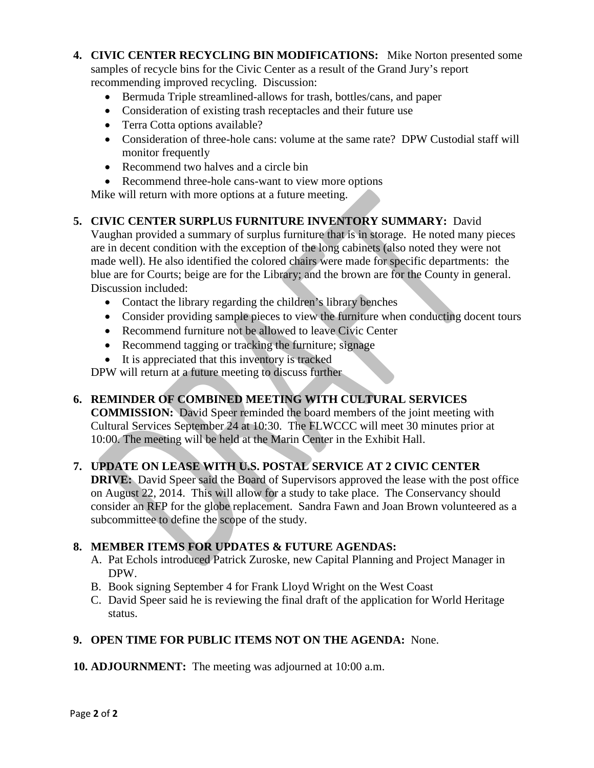4. **CIVIC CENTER RECYCLING BIN MODIFICATIONS:** Mike Norton presented some samples of recycle bins for the Civic Center as a result of the Grand Jury's report recommending improved recycling. Discussion:
   - Bermuda Triple streamlined-allows for trash, bottles/cans, and paper
   - Consideration of existing trash receptacles and their future use
   - Terra Cotta options available?
   - Consideration of three-hole cans: volume at the same rate? DPW Custodial staff will monitor frequently
   - Recommend two halves and a circle bin
   - Recommend three-hole cans-want to view more options

   Mike will return with more options at a future meeting.

5. **CIVIC CENTER SURPLUS FURNITURE INVENTORY SUMMARY:** David Vaughan provided a summary of surplus furniture that is in storage. He noted many pieces are in decent condition with the exception of the long cabinets (also noted they were not made well). He also identified the colored chairs were made for specific departments: the blue are for Courts; beige are for the Library; and the brown are for the County in general. Discussion included:
   - Contact the library regarding the children's library benches
   - Consider providing sample pieces to view the furniture when conducting docent tours
   - Recommend furniture not be allowed to leave Civic Center
   - Recommend tagging or tracking the furniture; signage
   - It is appreciated that this inventory is tracked

   DPW will return at a future meeting to discuss further

6. **REMINDER OF COMBINED MEETING WITH CULTURAL SERVICES COMMISSION:** David Speer reminded the board members of the joint meeting with Cultural Services September 24 at 10:30. The FLWCCC will meet 30 minutes prior at 10:00. The meeting will be held at the Marin Center in the Exhibit Hall.

7. **UPDATE ON LEASE WITH U.S. POSTAL SERVICE AT 2 CIVIC CENTER DRIVE:** David Speer said the Board of Supervisors approved the lease with the post office on August 22, 2014. This will allow for a study to take place. The Conservancy should consider an RFP for the globe replacement. Sandra Fawn and Joan Brown volunteered as a subcommittee to define the scope of the study.

8. **MEMBER ITEMS FOR UPDATES & FUTURE AGENDAS:**
   A. Pat Echols introduced Patrick Zuroske, new Capital Planning and Project Manager in DPW.
   B. Book signing September 4 for Frank Lloyd Wright on the West Coast
   C. David Speer said he is reviewing the final draft of the application for World Heritage status.

9. **OPEN TIME FOR PUBLIC ITEMS NOT ON THE AGENDA:** None.

10. **ADJOURNMENT:** The meeting was adjourned at 10:00 a.m.